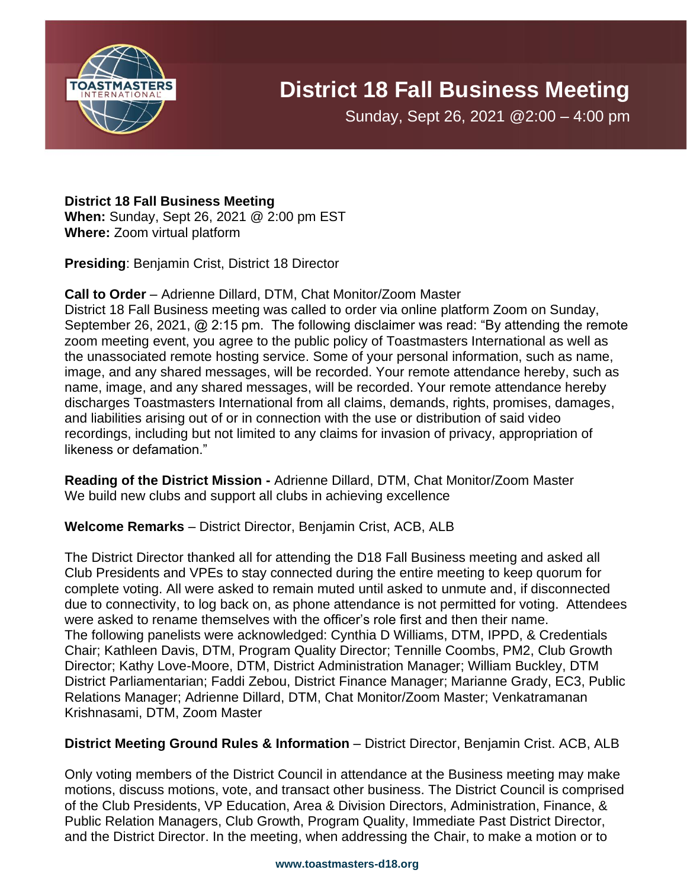# District 18 Fall Business Meeting

Sunday, Sept 26, 2021 @2:00 – 4:00 pm

**District 18 Fall Business Meeting**
**When:** Sunday, Sept 26, 2021 @ 2:00 pm EST
**Where:** Zoom virtual platform

**Presiding**: Benjamin Crist, District 18 Director

**Call to Order** – Adrienne Dillard, DTM, Chat Monitor/Zoom Master
District 18 Fall Business meeting was called to order via online platform Zoom on Sunday, September 26, 2021, @ 2:15 pm. The following disclaimer was read: "By attending the remote zoom meeting event, you agree to the public policy of Toastmasters International as well as the unassociated remote hosting service. Some of your personal information, such as name, image, and any shared messages, will be recorded. Your remote attendance hereby, such as name, image, and any shared messages, will be recorded. Your remote attendance hereby discharges Toastmasters International from all claims, demands, rights, promises, damages, and liabilities arising out of or in connection with the use or distribution of said video recordings, including but not limited to any claims for invasion of privacy, appropriation of likeness or defamation."

**Reading of the District Mission -** Adrienne Dillard, DTM, Chat Monitor/Zoom Master
We build new clubs and support all clubs in achieving excellence

**Welcome Remarks** – District Director, Benjamin Crist, ACB, ALB

The District Director thanked all for attending the D18 Fall Business meeting and asked all Club Presidents and VPEs to stay connected during the entire meeting to keep quorum for complete voting. All were asked to remain muted until asked to unmute and, if disconnected due to connectivity, to log back on, as phone attendance is not permitted for voting. Attendees were asked to rename themselves with the officer's role first and then their name.
The following panelists were acknowledged: Cynthia D Williams, DTM, IPPD, & Credentials Chair; Kathleen Davis, DTM, Program Quality Director; Tennille Coombs, PM2, Club Growth Director; Kathy Love-Moore, DTM, District Administration Manager; William Buckley, DTM District Parliamentarian; Faddi Zebou, District Finance Manager; Marianne Grady, EC3, Public Relations Manager; Adrienne Dillard, DTM, Chat Monitor/Zoom Master; Venkatramanan Krishnasami, DTM, Zoom Master

**District Meeting Ground Rules & Information** – District Director, Benjamin Crist. ACB, ALB

Only voting members of the District Council in attendance at the Business meeting may make motions, discuss motions, vote, and transact other business. The District Council is comprised of the Club Presidents, VP Education, Area & Division Directors, Administration, Finance, & Public Relation Managers, Club Growth, Program Quality, Immediate Past District Director, and the District Director. In the meeting, when addressing the Chair, to make a motion or to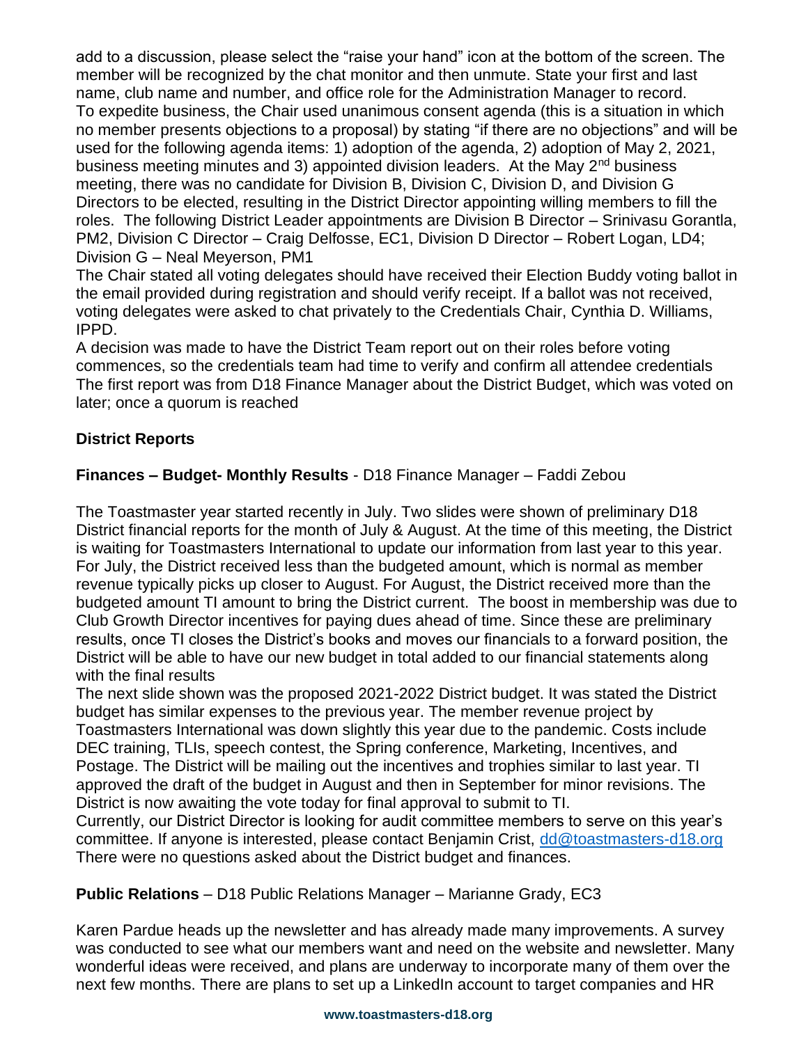add to a discussion, please select the "raise your hand" icon at the bottom of the screen. The member will be recognized by the chat monitor and then unmute. State your first and last name, club name and number, and office role for the Administration Manager to record. To expedite business, the Chair used unanimous consent agenda (this is a situation in which no member presents objections to a proposal) by stating "if there are no objections" and will be used for the following agenda items: 1) adoption of the agenda, 2) adoption of May 2, 2021, business meeting minutes and 3) appointed division leaders. At the May 2nd business meeting, there was no candidate for Division B, Division C, Division D, and Division G Directors to be elected, resulting in the District Director appointing willing members to fill the roles. The following District Leader appointments are Division B Director – Srinivasu Gorantla, PM2, Division C Director – Craig Delfosse, EC1, Division D Director – Robert Logan, LD4; Division G – Neal Meyerson, PM1

The Chair stated all voting delegates should have received their Election Buddy voting ballot in the email provided during registration and should verify receipt. If a ballot was not received, voting delegates were asked to chat privately to the Credentials Chair, Cynthia D. Williams, IPPD.

A decision was made to have the District Team report out on their roles before voting commences, so the credentials team had time to verify and confirm all attendee credentials The first report was from D18 Finance Manager about the District Budget, which was voted on later; once a quorum is reached

**District Reports**

**Finances – Budget- Monthly Results** - D18 Finance Manager – Faddi Zebou

The Toastmaster year started recently in July. Two slides were shown of preliminary D18 District financial reports for the month of July & August. At the time of this meeting, the District is waiting for Toastmasters International to update our information from last year to this year. For July, the District received less than the budgeted amount, which is normal as member revenue typically picks up closer to August. For August, the District received more than the budgeted amount TI amount to bring the District current. The boost in membership was due to Club Growth Director incentives for paying dues ahead of time. Since these are preliminary results, once TI closes the District's books and moves our financials to a forward position, the District will be able to have our new budget in total added to our financial statements along with the final results

The next slide shown was the proposed 2021-2022 District budget. It was stated the District budget has similar expenses to the previous year. The member revenue project by Toastmasters International was down slightly this year due to the pandemic. Costs include DEC training, TLIs, speech contest, the Spring conference, Marketing, Incentives, and Postage. The District will be mailing out the incentives and trophies similar to last year. TI approved the draft of the budget in August and then in September for minor revisions. The District is now awaiting the vote today for final approval to submit to TI.

Currently, our District Director is looking for audit committee members to serve on this year's committee. If anyone is interested, please contact Benjamin Crist, dd@toastmasters-d18.org There were no questions asked about the District budget and finances.

**Public Relations** – D18 Public Relations Manager – Marianne Grady, EC3

Karen Pardue heads up the newsletter and has already made many improvements. A survey was conducted to see what our members want and need on the website and newsletter. Many wonderful ideas were received, and plans are underway to incorporate many of them over the next few months. There are plans to set up a LinkedIn account to target companies and HR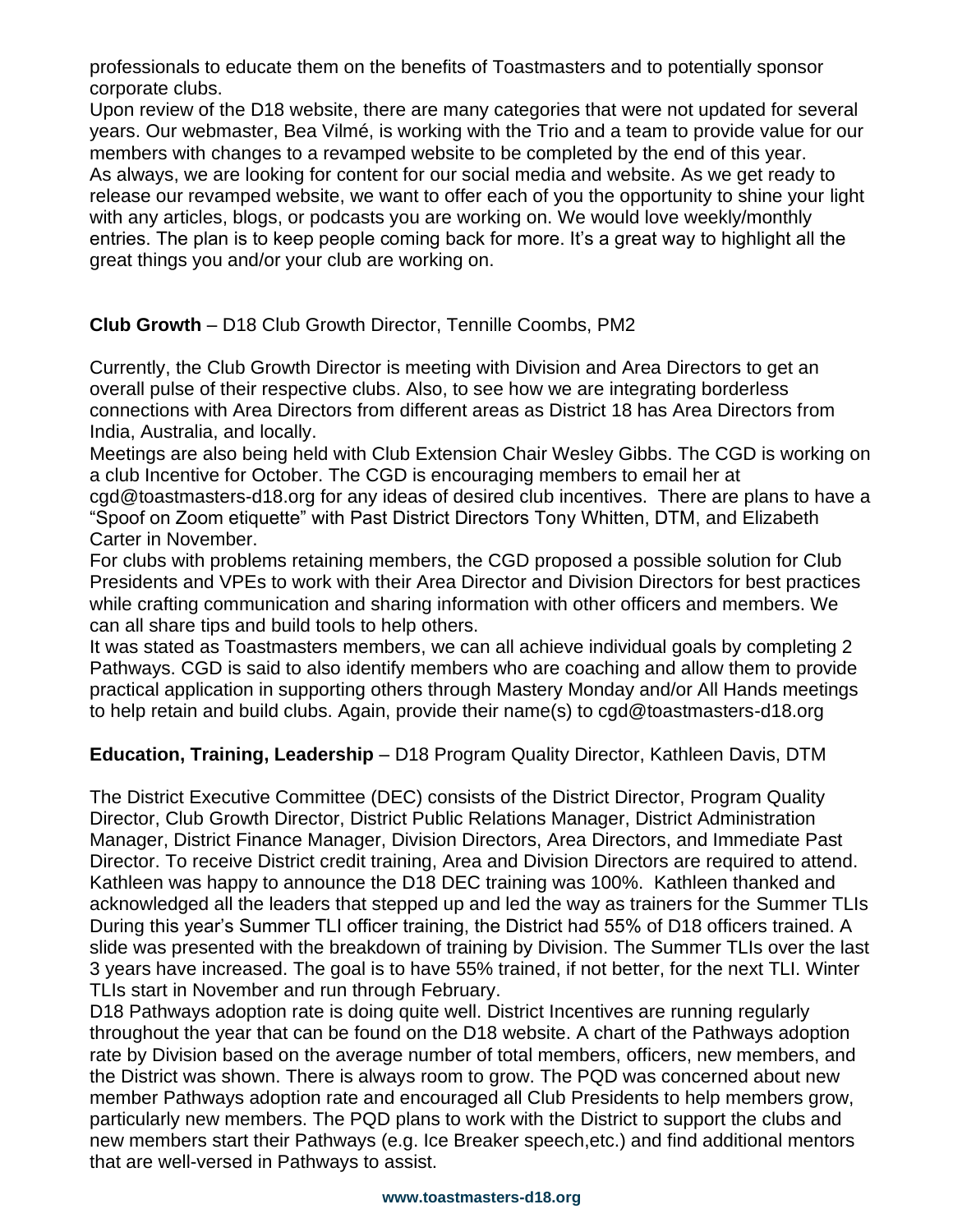professionals to educate them on the benefits of Toastmasters and to potentially sponsor corporate clubs.

Upon review of the D18 website, there are many categories that were not updated for several years. Our webmaster, Bea Vilmé, is working with the Trio and a team to provide value for our members with changes to a revamped website to be completed by the end of this year.

As always, we are looking for content for our social media and website. As we get ready to release our revamped website, we want to offer each of you the opportunity to shine your light with any articles, blogs, or podcasts you are working on. We would love weekly/monthly entries. The plan is to keep people coming back for more. It's a great way to highlight all the great things you and/or your club are working on.

**Club Growth** – D18 Club Growth Director, Tennille Coombs, PM2

Currently, the Club Growth Director is meeting with Division and Area Directors to get an overall pulse of their respective clubs. Also, to see how we are integrating borderless connections with Area Directors from different areas as District 18 has Area Directors from India, Australia, and locally.

Meetings are also being held with Club Extension Chair Wesley Gibbs. The CGD is working on a club Incentive for October. The CGD is encouraging members to email her at cgd@toastmasters-d18.org for any ideas of desired club incentives. There are plans to have a "Spoof on Zoom etiquette" with Past District Directors Tony Whitten, DTM, and Elizabeth Carter in November.

For clubs with problems retaining members, the CGD proposed a possible solution for Club Presidents and VPEs to work with their Area Director and Division Directors for best practices while crafting communication and sharing information with other officers and members. We can all share tips and build tools to help others.

It was stated as Toastmasters members, we can all achieve individual goals by completing 2 Pathways. CGD is said to also identify members who are coaching and allow them to provide practical application in supporting others through Mastery Monday and/or All Hands meetings to help retain and build clubs. Again, provide their name(s) to cgd@toastmasters-d18.org

**Education, Training, Leadership** – D18 Program Quality Director, Kathleen Davis, DTM

The District Executive Committee (DEC) consists of the District Director, Program Quality Director, Club Growth Director, District Public Relations Manager, District Administration Manager, District Finance Manager, Division Directors, Area Directors, and Immediate Past Director. To receive District credit training, Area and Division Directors are required to attend. Kathleen was happy to announce the D18 DEC training was 100%. Kathleen thanked and acknowledged all the leaders that stepped up and led the way as trainers for the Summer TLIs During this year's Summer TLI officer training, the District had 55% of D18 officers trained. A slide was presented with the breakdown of training by Division. The Summer TLIs over the last 3 years have increased. The goal is to have 55% trained, if not better, for the next TLI. Winter TLIs start in November and run through February.

D18 Pathways adoption rate is doing quite well. District Incentives are running regularly throughout the year that can be found on the D18 website. A chart of the Pathways adoption rate by Division based on the average number of total members, officers, new members, and the District was shown. There is always room to grow. The PQD was concerned about new member Pathways adoption rate and encouraged all Club Presidents to help members grow, particularly new members. The PQD plans to work with the District to support the clubs and new members start their Pathways (e.g. Ice Breaker speech,etc.) and find additional mentors that are well-versed in Pathways to assist.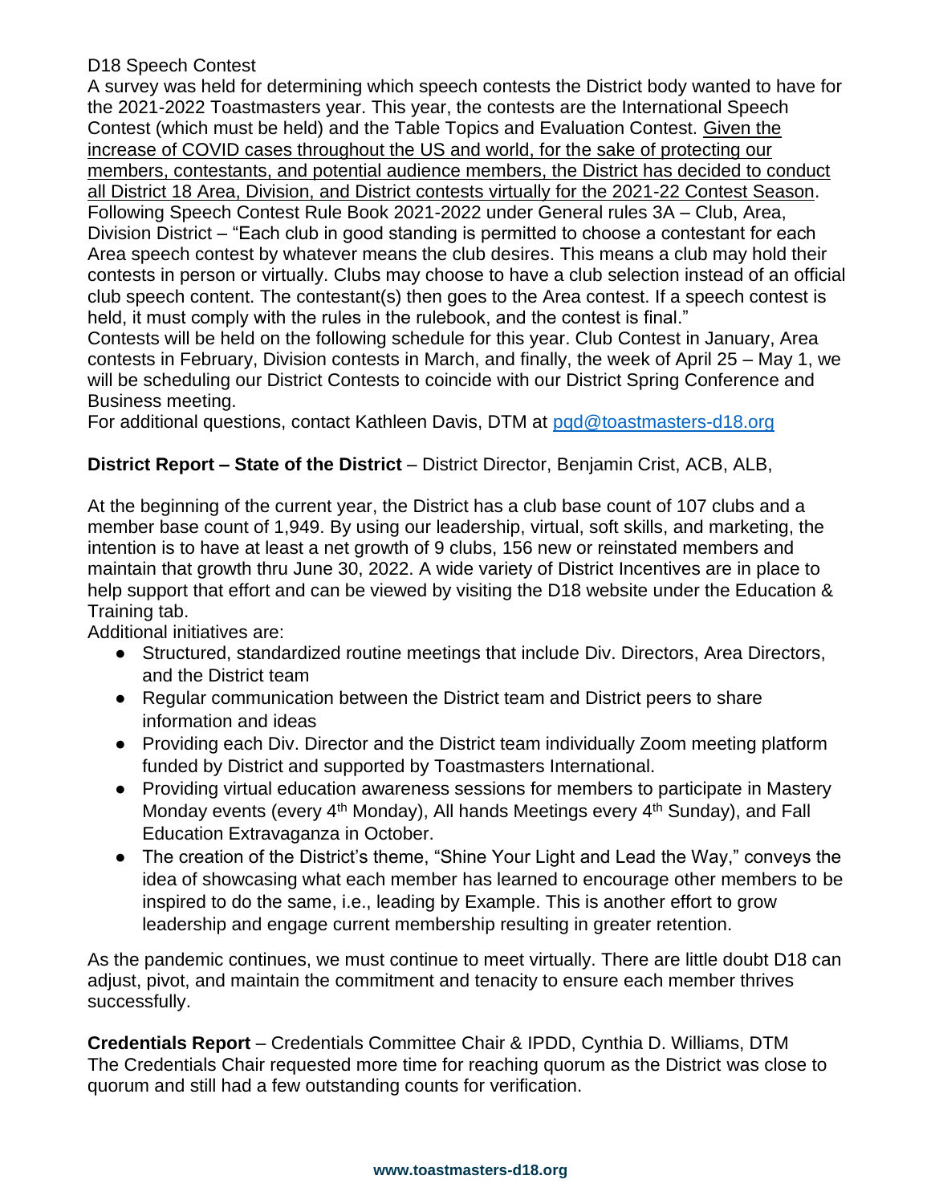D18 Speech Contest

A survey was held for determining which speech contests the District body wanted to have for the 2021-2022 Toastmasters year. This year, the contests are the International Speech Contest (which must be held) and the Table Topics and Evaluation Contest. Given the increase of COVID cases throughout the US and world, for the sake of protecting our members, contestants, and potential audience members, the District has decided to conduct all District 18 Area, Division, and District contests virtually for the 2021-22 Contest Season. Following Speech Contest Rule Book 2021-2022 under General rules 3A – Club, Area, Division District – "Each club in good standing is permitted to choose a contestant for each Area speech contest by whatever means the club desires. This means a club may hold their contests in person or virtually. Clubs may choose to have a club selection instead of an official club speech content. The contestant(s) then goes to the Area contest. If a speech contest is held, it must comply with the rules in the rulebook, and the contest is final."

Contests will be held on the following schedule for this year. Club Contest in January, Area contests in February, Division contests in March, and finally, the week of April 25 – May 1, we will be scheduling our District Contests to coincide with our District Spring Conference and Business meeting.

For additional questions, contact Kathleen Davis, DTM at pqd@toastmasters-d18.org

**District Report – State of the District** – District Director, Benjamin Crist, ACB, ALB,

At the beginning of the current year, the District has a club base count of 107 clubs and a member base count of 1,949. By using our leadership, virtual, soft skills, and marketing, the intention is to have at least a net growth of 9 clubs, 156 new or reinstated members and maintain that growth thru June 30, 2022. A wide variety of District Incentives are in place to help support that effort and can be viewed by visiting the D18 website under the Education & Training tab.

Additional initiatives are:

- Structured, standardized routine meetings that include Div. Directors, Area Directors, and the District team
- Regular communication between the District team and District peers to share information and ideas
- Providing each Div. Director and the District team individually Zoom meeting platform funded by District and supported by Toastmasters International.
- Providing virtual education awareness sessions for members to participate in Mastery Monday events (every 4th Monday), All hands Meetings every 4th Sunday), and Fall Education Extravaganza in October.
- The creation of the District's theme, "Shine Your Light and Lead the Way," conveys the idea of showcasing what each member has learned to encourage other members to be inspired to do the same, i.e., leading by Example. This is another effort to grow leadership and engage current membership resulting in greater retention.

As the pandemic continues, we must continue to meet virtually. There are little doubt D18 can adjust, pivot, and maintain the commitment and tenacity to ensure each member thrives successfully.

**Credentials Report** – Credentials Committee Chair & IPDD, Cynthia D. Williams, DTM

The Credentials Chair requested more time for reaching quorum as the District was close to quorum and still had a few outstanding counts for verification.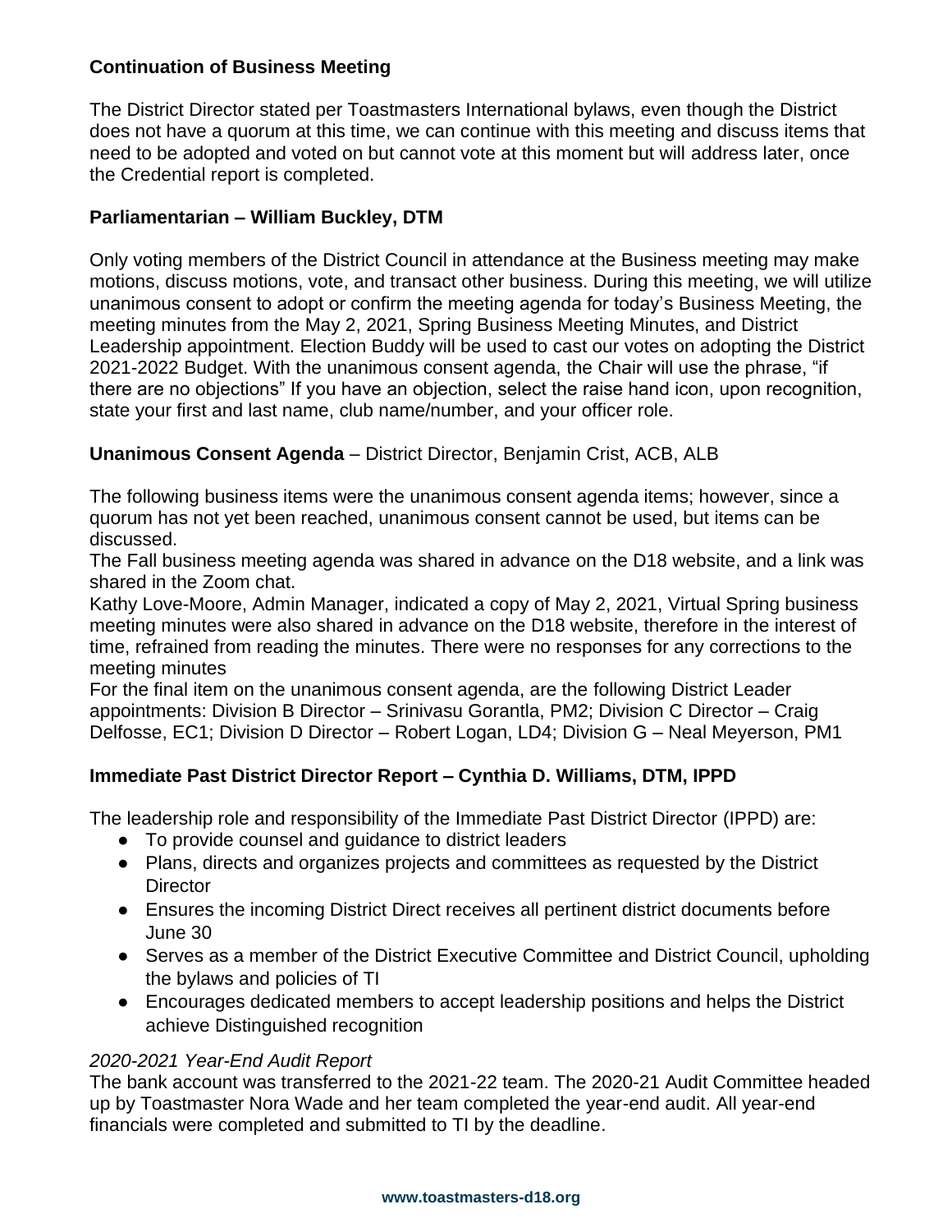**Continuation of Business Meeting**

The District Director stated per Toastmasters International bylaws, even though the District does not have a quorum at this time, we can continue with this meeting and discuss items that need to be adopted and voted on but cannot vote at this moment but will address later, once the Credential report is completed.

**Parliamentarian – William Buckley, DTM**

Only voting members of the District Council in attendance at the Business meeting may make motions, discuss motions, vote, and transact other business. During this meeting, we will utilize unanimous consent to adopt or confirm the meeting agenda for today's Business Meeting, the meeting minutes from the May 2, 2021, Spring Business Meeting Minutes, and District Leadership appointment. Election Buddy will be used to cast our votes on adopting the District 2021-2022 Budget. With the unanimous consent agenda, the Chair will use the phrase, "if there are no objections" If you have an objection, select the raise hand icon, upon recognition, state your first and last name, club name/number, and your officer role.

**Unanimous Consent Agenda** – District Director, Benjamin Crist, ACB, ALB

The following business items were the unanimous consent agenda items; however, since a quorum has not yet been reached, unanimous consent cannot be used, but items can be discussed.

The Fall business meeting agenda was shared in advance on the D18 website, and a link was shared in the Zoom chat.

Kathy Love-Moore, Admin Manager, indicated a copy of May 2, 2021, Virtual Spring business meeting minutes were also shared in advance on the D18 website, therefore in the interest of time, refrained from reading the minutes. There were no responses for any corrections to the meeting minutes

For the final item on the unanimous consent agenda, are the following District Leader appointments: Division B Director – Srinivasu Gorantla, PM2; Division C Director – Craig Delfosse, EC1; Division D Director – Robert Logan, LD4; Division G – Neal Meyerson, PM1

**Immediate Past District Director Report – Cynthia D. Williams, DTM, IPPD**

The leadership role and responsibility of the Immediate Past District Director (IPPD) are:

- To provide counsel and guidance to district leaders
- Plans, directs and organizes projects and committees as requested by the District Director
- Ensures the incoming District Direct receives all pertinent district documents before June 30
- Serves as a member of the District Executive Committee and District Council, upholding the bylaws and policies of TI
- Encourages dedicated members to accept leadership positions and helps the District achieve Distinguished recognition

*2020-2021 Year-End Audit Report*

The bank account was transferred to the 2021-22 team. The 2020-21 Audit Committee headed up by Toastmaster Nora Wade and her team completed the year-end audit. All year-end financials were completed and submitted to TI by the deadline.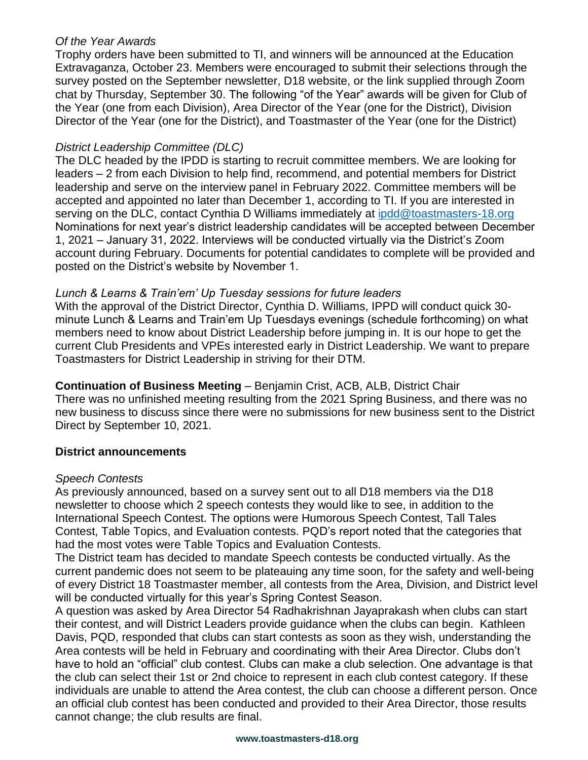*Of the Year Awards*

Trophy orders have been submitted to TI, and winners will be announced at the Education Extravaganza, October 23. Members were encouraged to submit their selections through the survey posted on the September newsletter, D18 website, or the link supplied through Zoom chat by Thursday, September 30. The following "of the Year" awards will be given for Club of the Year (one from each Division), Area Director of the Year (one for the District), Division Director of the Year (one for the District), and Toastmaster of the Year (one for the District)

*District Leadership Committee (DLC)*

The DLC headed by the IPDD is starting to recruit committee members. We are looking for leaders – 2 from each Division to help find, recommend, and potential members for District leadership and serve on the interview panel in February 2022. Committee members will be accepted and appointed no later than December 1, according to TI. If you are interested in serving on the DLC, contact Cynthia D Williams immediately at ipdd@toastmasters-18.org Nominations for next year's district leadership candidates will be accepted between December 1, 2021 – January 31, 2022. Interviews will be conducted virtually via the District's Zoom account during February. Documents for potential candidates to complete will be provided and posted on the District's website by November 1.

*Lunch & Learns & Train'em' Up Tuesday sessions for future leaders*

With the approval of the District Director, Cynthia D. Williams, IPPD will conduct quick 30-minute Lunch & Learns and Train'em Up Tuesdays evenings (schedule forthcoming) on what members need to know about District Leadership before jumping in. It is our hope to get the current Club Presidents and VPEs interested early in District Leadership. We want to prepare Toastmasters for District Leadership in striving for their DTM.

**Continuation of Business Meeting** – Benjamin Crist, ACB, ALB, District Chair

There was no unfinished meeting resulting from the 2021 Spring Business, and there was no new business to discuss since there were no submissions for new business sent to the District Direct by September 10, 2021.

**District announcements**

*Speech Contests*

As previously announced, based on a survey sent out to all D18 members via the D18 newsletter to choose which 2 speech contests they would like to see, in addition to the International Speech Contest. The options were Humorous Speech Contest, Tall Tales Contest, Table Topics, and Evaluation contests. PQD's report noted that the categories that had the most votes were Table Topics and Evaluation Contests.

The District team has decided to mandate Speech contests be conducted virtually. As the current pandemic does not seem to be plateauing any time soon, for the safety and well-being of every District 18 Toastmaster member, all contests from the Area, Division, and District level will be conducted virtually for this year's Spring Contest Season.

A question was asked by Area Director 54 Radhakrishnan Jayaprakash when clubs can start their contest, and will District Leaders provide guidance when the clubs can begin. Kathleen Davis, PQD, responded that clubs can start contests as soon as they wish, understanding the Area contests will be held in February and coordinating with their Area Director. Clubs don't have to hold an "official" club contest. Clubs can make a club selection. One advantage is that the club can select their 1st or 2nd choice to represent in each club contest category. If these individuals are unable to attend the Area contest, the club can choose a different person. Once an official club contest has been conducted and provided to their Area Director, those results cannot change; the club results are final.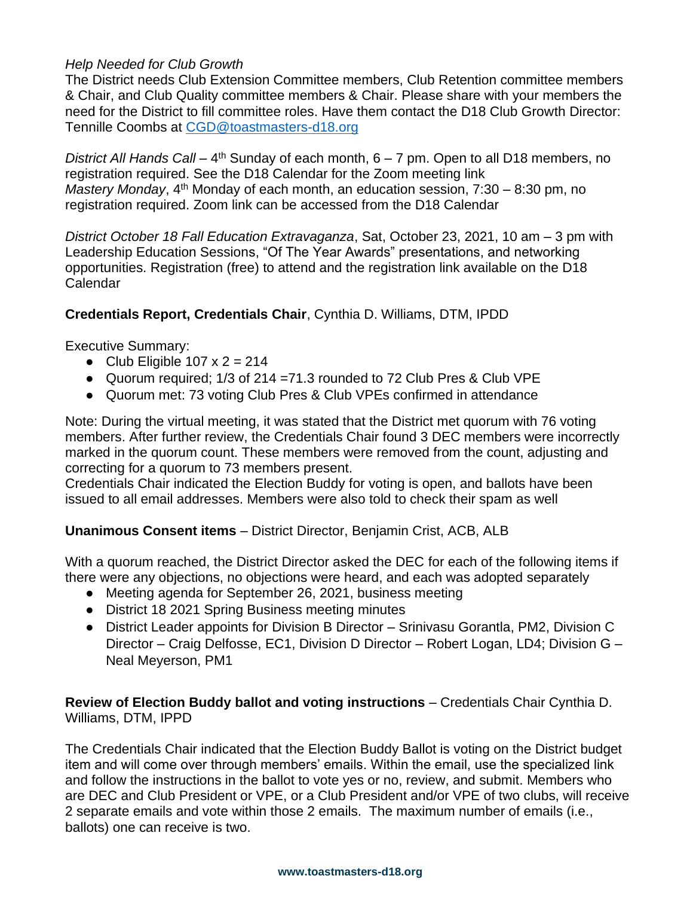*Help Needed for Club Growth*

The District needs Club Extension Committee members, Club Retention committee members & Chair, and Club Quality committee members & Chair. Please share with your members the need for the District to fill committee roles. Have them contact the D18 Club Growth Director: Tennille Coombs at CGD@toastmasters-d18.org

*District All Hands Call* – 4th Sunday of each month, 6 – 7 pm. Open to all D18 members, no registration required. See the D18 Calendar for the Zoom meeting link
*Mastery Monday*, 4th Monday of each month, an education session, 7:30 – 8:30 pm, no registration required. Zoom link can be accessed from the D18 Calendar

*District October 18 Fall Education Extravaganza*, Sat, October 23, 2021, 10 am – 3 pm with Leadership Education Sessions, "Of The Year Awards" presentations, and networking opportunities. Registration (free) to attend and the registration link available on the D18 Calendar

**Credentials Report, Credentials Chair**, Cynthia D. Williams, DTM, IPDD

Executive Summary:

- Club Eligible 107 x 2 = 214
- Quorum required; 1/3 of 214 =71.3 rounded to 72 Club Pres & Club VPE
- Quorum met: 73 voting Club Pres & Club VPEs confirmed in attendance

Note: During the virtual meeting, it was stated that the District met quorum with 76 voting members. After further review, the Credentials Chair found 3 DEC members were incorrectly marked in the quorum count. These members were removed from the count, adjusting and correcting for a quorum to 73 members present.
Credentials Chair indicated the Election Buddy for voting is open, and ballots have been issued to all email addresses. Members were also told to check their spam as well

**Unanimous Consent items** – District Director, Benjamin Crist, ACB, ALB

With a quorum reached, the District Director asked the DEC for each of the following items if there were any objections, no objections were heard, and each was adopted separately

- Meeting agenda for September 26, 2021, business meeting
- District 18 2021 Spring Business meeting minutes
- District Leader appoints for Division B Director – Srinivasu Gorantla, PM2, Division C Director – Craig Delfosse, EC1, Division D Director – Robert Logan, LD4; Division G – Neal Meyerson, PM1

**Review of Election Buddy ballot and voting instructions** – Credentials Chair Cynthia D. Williams, DTM, IPPD

The Credentials Chair indicated that the Election Buddy Ballot is voting on the District budget item and will come over through members' emails. Within the email, use the specialized link and follow the instructions in the ballot to vote yes or no, review, and submit. Members who are DEC and Club President or VPE, or a Club President and/or VPE of two clubs, will receive 2 separate emails and vote within those 2 emails. The maximum number of emails (i.e., ballots) one can receive is two.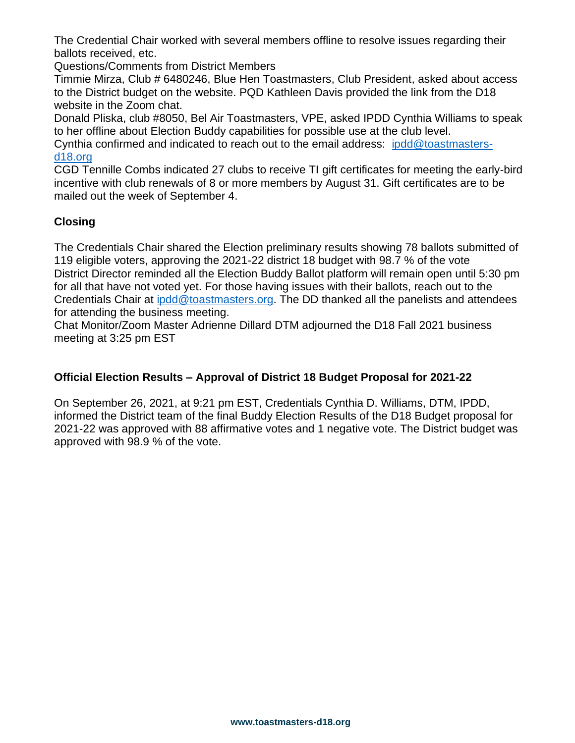The Credential Chair worked with several members offline to resolve issues regarding their ballots received, etc.

Questions/Comments from District Members

Timmie Mirza, Club # 6480246, Blue Hen Toastmasters, Club President, asked about access to the District budget on the website. PQD Kathleen Davis provided the link from the D18 website in the Zoom chat.

Donald Pliska, club #8050, Bel Air Toastmasters, VPE, asked IPDD Cynthia Williams to speak to her offline about Election Buddy capabilities for possible use at the club level.

Cynthia confirmed and indicated to reach out to the email address: ipdd@toastmasters-d18.org

CGD Tennille Combs indicated 27 clubs to receive TI gift certificates for meeting the early-bird incentive with club renewals of 8 or more members by August 31. Gift certificates are to be mailed out the week of September 4.

## Closing

The Credentials Chair shared the Election preliminary results showing 78 ballots submitted of 119 eligible voters, approving the 2021-22 district 18 budget with 98.7 % of the vote

District Director reminded all the Election Buddy Ballot platform will remain open until 5:30 pm for all that have not voted yet. For those having issues with their ballots, reach out to the Credentials Chair at ipdd@toastmasters.org. The DD thanked all the panelists and attendees for attending the business meeting.

Chat Monitor/Zoom Master Adrienne Dillard DTM adjourned the D18 Fall 2021 business meeting at 3:25 pm EST

## Official Election Results – Approval of District 18 Budget Proposal for 2021-22

On September 26, 2021, at 9:21 pm EST, Credentials Cynthia D. Williams, DTM, IPDD, informed the District team of the final Buddy Election Results of the D18 Budget proposal for 2021-22 was approved with 88 affirmative votes and 1 negative vote. The District budget was approved with 98.9 % of the vote.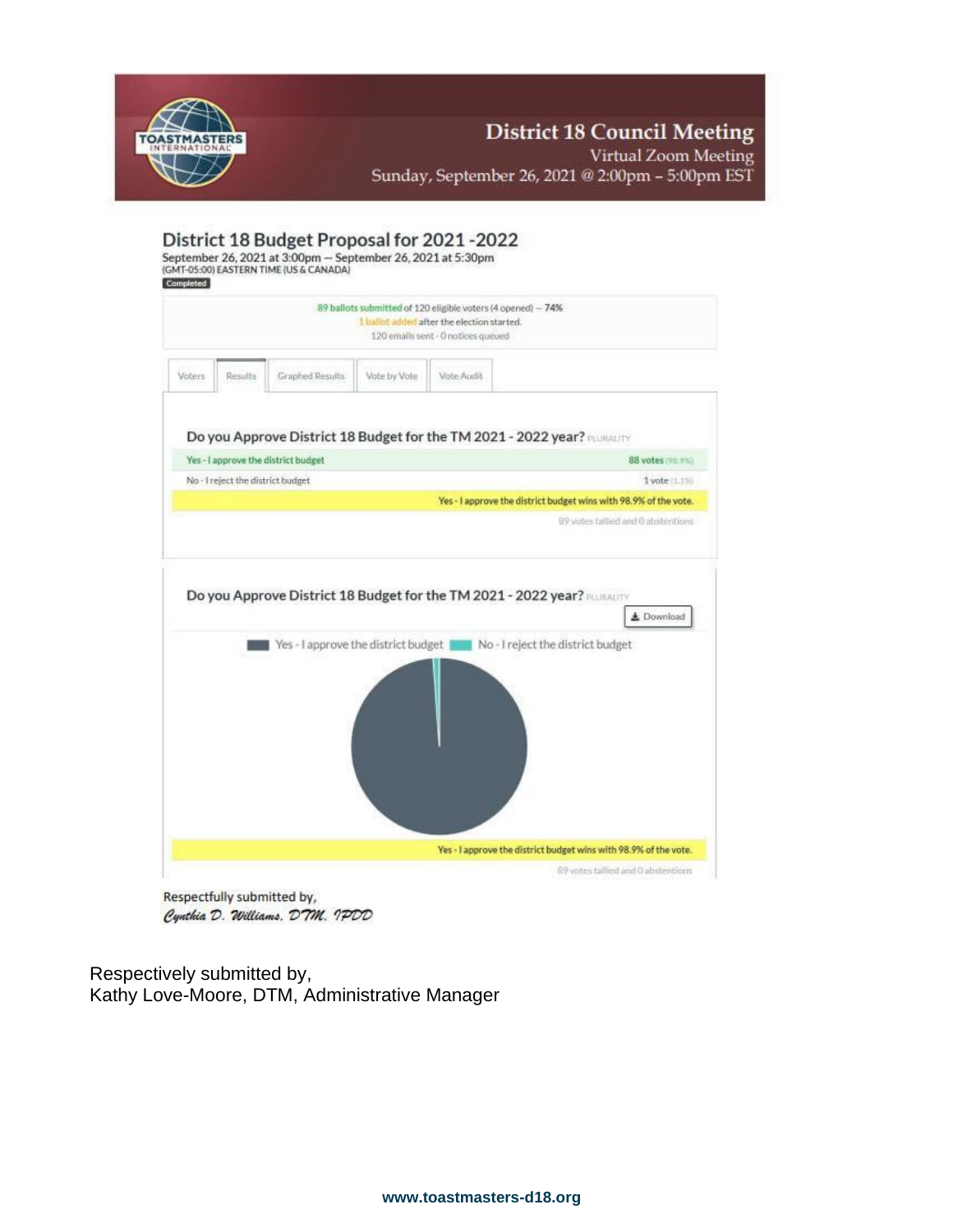TOASTMASTERS INTERNATIONAL

# District 18 Council Meeting

Virtual Zoom Meeting

Sunday, September 26, 2021 @ 2:00pm – 5:00pm EST

## District 18 Budget Proposal for 2021 -2022

September 26, 2021 at 3:00pm — September 26, 2021 at 5:30pm
(GMT-05:00) EASTERN TIME (US & CANADA)

Completed

89 ballots submitted of 120 eligible voters (4 opened) — 74%
1 ballot added after the election started.
120 emails sent · 0 notices queued

Voters | Results | Graphed Results | Vote by Vote | Vote Audit

### Do you Approve District 18 Budget for the TM 2021 - 2022 year? PLURALITY

| | |
|---|---|
| Yes - I approve the district budget | 88 votes (98.9%) |
| No - I reject the district budget | 1 vote (1.1%) |

Yes - I approve the district budget wins with 98.9% of the vote.

89 votes tallied and 0 abstentions

### Do you Approve District 18 Budget for the TM 2021 - 2022 year? PLURALITY

Download

Yes - I approve the district budget
No - I reject the district budget

Yes - I approve the district budget wins with 98.9% of the vote.

89 votes tallied and 0 abstentions

Respectfully submitted by,
*Cynthia D. Williams, DTM, IPDD*

Respectively submitted by,
Kathy Love-Moore, DTM, Administrative Manager